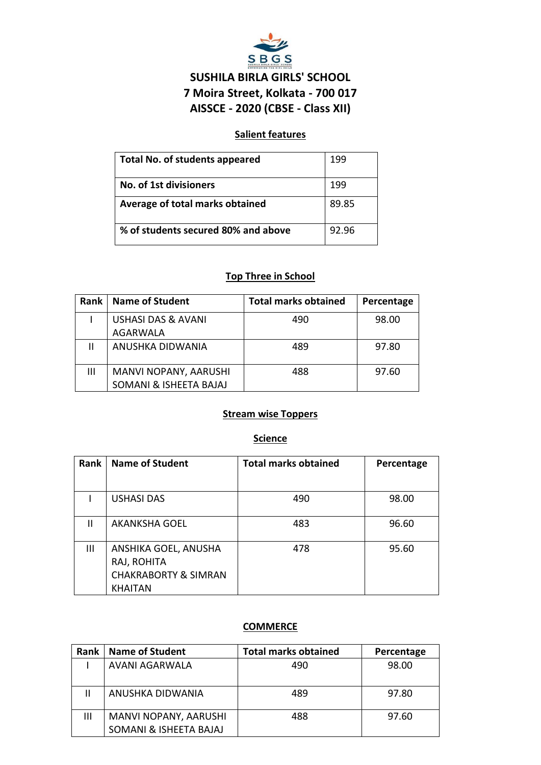# SUSHILA BIRLA GIRLS' SCHOOL
## 7 Moira Street, Kolkata - 700 017
## AISSCE - 2020 (CBSE - Class XII)

### Salient features

| Total No. of students appeared | 199 |
|---|---|
| No. of 1st divisioners | 199 |
| Average of total marks obtained | 89.85 |
| % of students secured 80% and above | 92.96 |

### Top Three in School

| Rank | Name of Student | Total marks obtained | Percentage |
|---|---|---|---|
| I | USHASI DAS & AVANI AGARWALA | 490 | 98.00 |
| II | ANUSHKA DIDWANIA | 489 | 97.80 |
| III | MANVI NOPANY, AARUSHI SOMANI & ISHEETA BAJAJ | 488 | 97.60 |

### Stream wise Toppers

#### Science

| Rank | Name of Student | Total marks obtained | Percentage |
|---|---|---|---|
| I | USHASI DAS | 490 | 98.00 |
| II | AKANKSHA GOEL | 483 | 96.60 |
| III | ANSHIKA GOEL, ANUSHA RAJ, ROHITA CHAKRABORTY & SIMRAN KHAITAN | 478 | 95.60 |

#### COMMERCE

| Rank | Name of Student | Total marks obtained | Percentage |
|---|---|---|---|
| I | AVANI AGARWALA | 490 | 98.00 |
| II | ANUSHKA DIDWANIA | 489 | 97.80 |
| III | MANVI NOPANY, AARUSHI SOMANI & ISHEETA BAJAJ | 488 | 97.60 |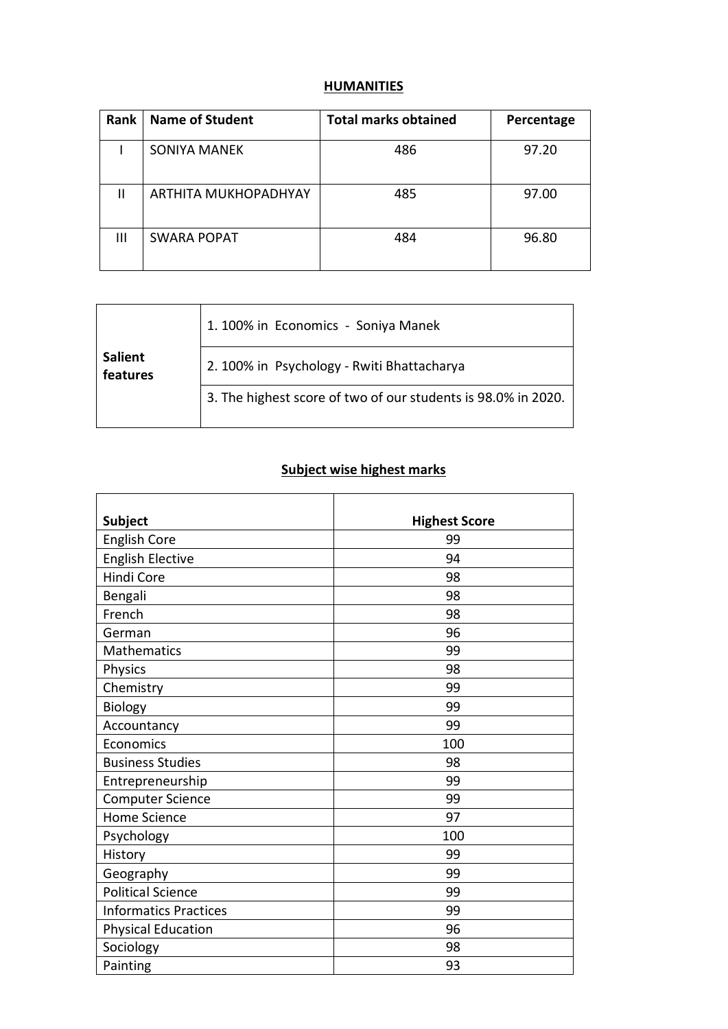## HUMANITIES

| Rank | Name of Student | Total marks obtained | Percentage |
|---|---|---|---|
| I | SONIYA MANEK | 486 | 97.20 |
| II | ARTHITA MUKHOPADHYAY | 485 | 97.00 |
| III | SWARA POPAT | 484 | 96.80 |

| | |
|---|---|
| **Salient features** | 1. 100% in Economics - Soniya Manek |
| | 2. 100% in Psychology - Rwiti Bhattacharya |
| | 3. The highest score of two of our students is 98.0% in 2020. |

## Subject wise highest marks

| Subject | Highest Score |
|---|---|
| English Core | 99 |
| English Elective | 94 |
| Hindi Core | 98 |
| Bengali | 98 |
| French | 98 |
| German | 96 |
| Mathematics | 99 |
| Physics | 98 |
| Chemistry | 99 |
| Biology | 99 |
| Accountancy | 99 |
| Economics | 100 |
| Business Studies | 98 |
| Entrepreneurship | 99 |
| Computer Science | 99 |
| Home Science | 97 |
| Psychology | 100 |
| History | 99 |
| Geography | 99 |
| Political Science | 99 |
| Informatics Practices | 99 |
| Physical Education | 96 |
| Sociology | 98 |
| Painting | 93 |